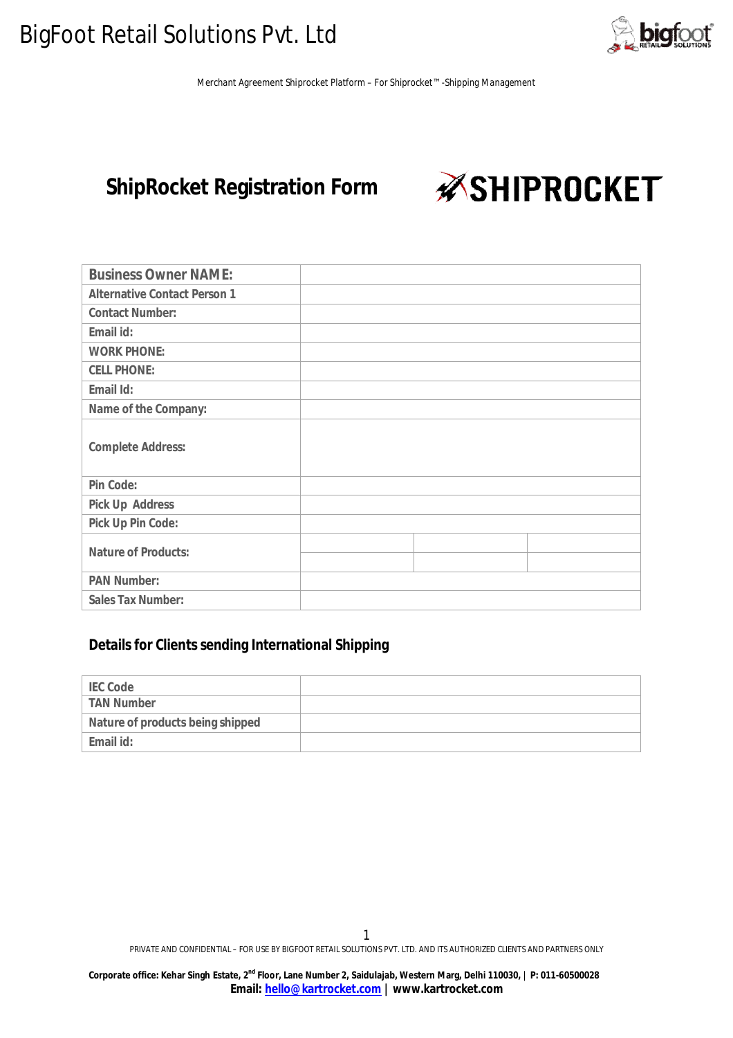# ShipRocket Registration Form

| | |
|---|---|
| **Business Owner NAME:** | |
| **Alternative Contact Person 1** | |
| **Contact Number:** | |
| **Email id:** | |
| **WORK PHONE:** | |
| **CELL PHONE:** | |
| **Email Id:** | |
| **Name of the Company:** | |
| **Complete Address:** | |
| **Pin Code:** | |
| **Pick Up Address** | |
| **Pick Up Pin Code:** | |
| **Nature of Products:** | |
| **PAN Number:** | |
| **Sales Tax Number:** | |

## Details for Clients sending International Shipping

| | |
|---|---|
| **IEC Code** | |
| **TAN Number** | |
| **Nature of products being shipped** | |
| **Email id:** | |

PRIVATE AND CONFIDENTIAL – FOR USE BY BIGFOOT RETAIL SOLUTIONS PVT. LTD. AND ITS AUTHORIZED CLIENTS AND PARTNERS ONLY

**Corporate office: Kehar Singh Estate, 2nd Floor, Lane Number 2, Saidulajab, Western Marg, Delhi 110030, | P: 011-60500028**
**Email: hello@kartrocket.com | www.kartrocket.com**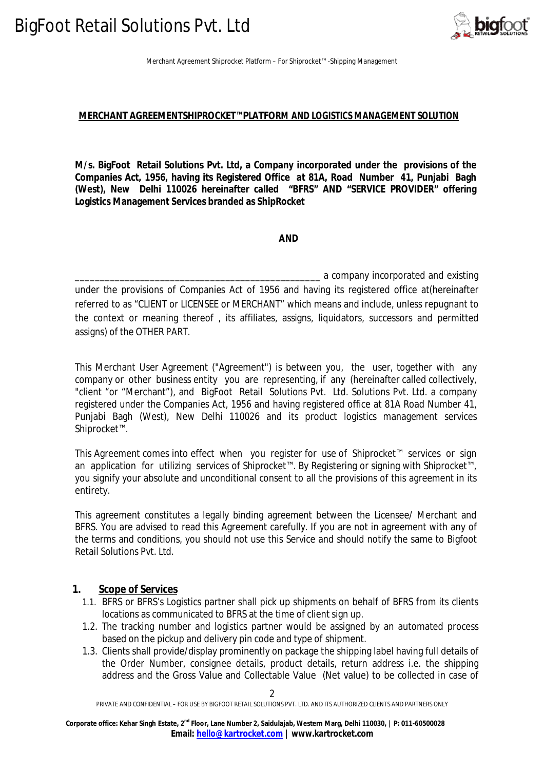## MERCHANT AGREEMENTSHIPROCKET™PLATFORM AND LOGISTICS MANAGEMENT SOLUTION

**M/s. BigFoot Retail Solutions Pvt. Ltd, a Company incorporated under the provisions of the Companies Act, 1956, having its Registered Office at 81A, Road Number 41, Punjabi Bagh (West), New Delhi 110026 hereinafter called "BFRS" AND "SERVICE PROVIDER" offering Logistics Management Services branded as ShipRocket**

**AND**

_______________________________________________ a company incorporated and existing under the provisions of Companies Act of 1956 and having its registered office at(hereinafter referred to as "CLIENT or LICENSEE or MERCHANT" which means and include, unless repugnant to the context or meaning thereof , its affiliates, assigns, liquidators, successors and permitted assigns) of the OTHER PART.

This Merchant User Agreement ("Agreement") is between you, the user, together with any company or other business entity you are representing, if any (hereinafter called collectively, "client "or "Merchant"), and BigFoot Retail Solutions Pvt. Ltd. Solutions Pvt. Ltd. a company registered under the Companies Act, 1956 and having registered office at 81A Road Number 41, Punjabi Bagh (West), New Delhi 110026 and its product logistics management services Shiprocket™.

This Agreement comes into effect when you register for use of Shiprocket™ services or sign an application for utilizing services of Shiprocket™. By Registering or signing with Shiprocket™, you signify your absolute and unconditional consent to all the provisions of this agreement in its entirety.

This agreement constitutes a legally binding agreement between the Licensee/ Merchant and BFRS. You are advised to read this Agreement carefully. If you are not in agreement with any of the terms and conditions, you should not use this Service and should notify the same to Bigfoot Retail Solutions Pvt. Ltd.

### 1. Scope of Services

1.1. BFRS or BFRS's Logistics partner shall pick up shipments on behalf of BFRS from its clients locations as communicated to BFRS at the time of client sign up.

1.2. The tracking number and logistics partner would be assigned by an automated process based on the pickup and delivery pin code and type of shipment.

1.3. Clients shall provide/display prominently on package the shipping label having full details of the Order Number, consignee details, product details, return address i.e. the shipping address and the Gross Value and Collectable Value (Net value) to be collected in case of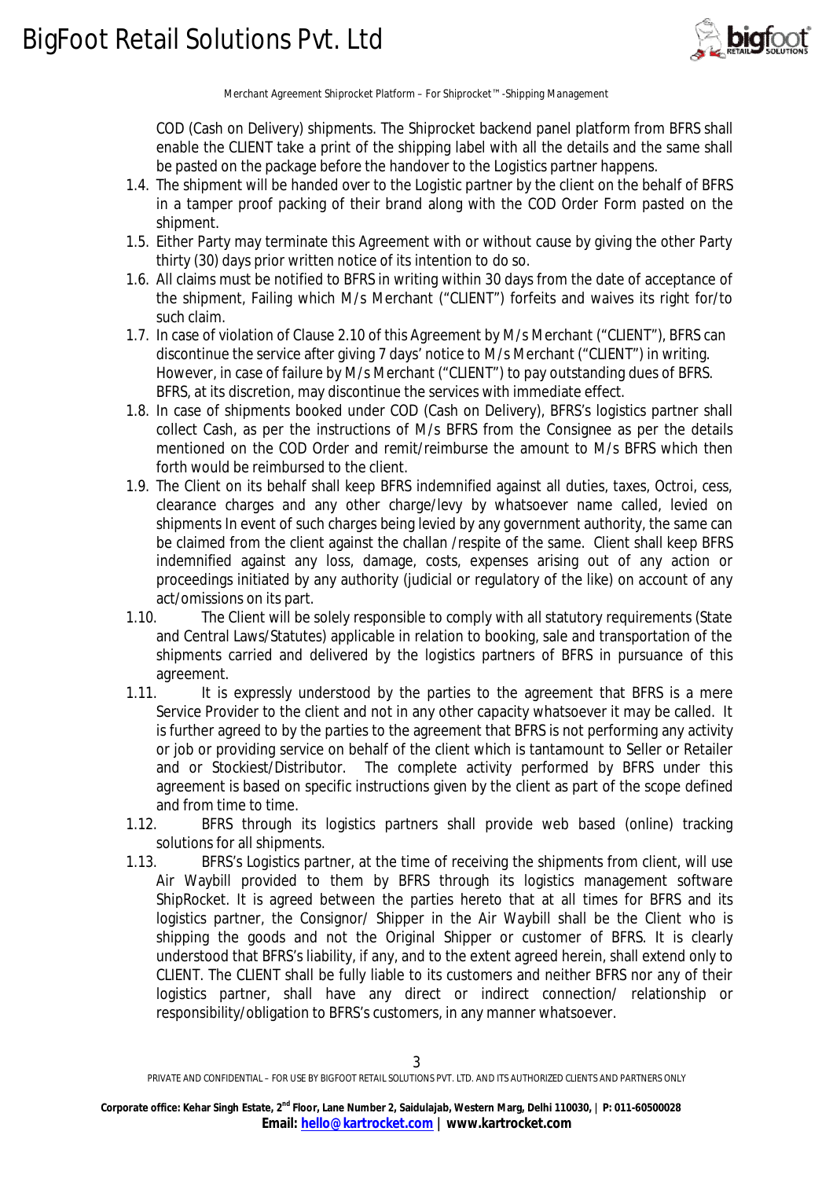COD (Cash on Delivery) shipments. The Shiprocket backend panel platform from BFRS shall enable the CLIENT take a print of the shipping label with all the details and the same shall be pasted on the package before the handover to the Logistics partner happens.

1.4. The shipment will be handed over to the Logistic partner by the client on the behalf of BFRS in a tamper proof packing of their brand along with the COD Order Form pasted on the shipment.

1.5. Either Party may terminate this Agreement with or without cause by giving the other Party thirty (30) days prior written notice of its intention to do so.

1.6. All claims must be notified to BFRS in writing within 30 days from the date of acceptance of the shipment, Failing which M/s Merchant ("CLIENT") forfeits and waives its right for/to such claim.

1.7. In case of violation of Clause 2.10 of this Agreement by M/s Merchant ("CLIENT"), BFRS can discontinue the service after giving 7 days' notice to M/s Merchant ("CLIENT") in writing. However, in case of failure by M/s Merchant ("CLIENT") to pay outstanding dues of BFRS. BFRS, at its discretion, may discontinue the services with immediate effect.

1.8. In case of shipments booked under COD (Cash on Delivery), BFRS's logistics partner shall collect Cash, as per the instructions of M/s BFRS from the Consignee as per the details mentioned on the COD Order and remit/reimburse the amount to M/s BFRS which then forth would be reimbursed to the client.

1.9. The Client on its behalf shall keep BFRS indemnified against all duties, taxes, Octroi, cess, clearance charges and any other charge/levy by whatsoever name called, levied on shipments In event of such charges being levied by any government authority, the same can be claimed from the client against the challan /respite of the same. Client shall keep BFRS indemnified against any loss, damage, costs, expenses arising out of any action or proceedings initiated by any authority (judicial or regulatory of the like) on account of any act/omissions on its part.

1.10. The Client will be solely responsible to comply with all statutory requirements (State and Central Laws/Statutes) applicable in relation to booking, sale and transportation of the shipments carried and delivered by the logistics partners of BFRS in pursuance of this agreement.

1.11. It is expressly understood by the parties to the agreement that BFRS is a mere Service Provider to the client and not in any other capacity whatsoever it may be called. It is further agreed to by the parties to the agreement that BFRS is not performing any activity or job or providing service on behalf of the client which is tantamount to Seller or Retailer and or Stockiest/Distributor. The complete activity performed by BFRS under this agreement is based on specific instructions given by the client as part of the scope defined and from time to time.

1.12. BFRS through its logistics partners shall provide web based (online) tracking solutions for all shipments.

1.13. BFRS's Logistics partner, at the time of receiving the shipments from client, will use Air Waybill provided to them by BFRS through its logistics management software ShipRocket. It is agreed between the parties hereto that at all times for BFRS and its logistics partner, the Consignor/ Shipper in the Air Waybill shall be the Client who is shipping the goods and not the Original Shipper or customer of BFRS. It is clearly understood that BFRS's liability, if any, and to the extent agreed herein, shall extend only to CLIENT. The CLIENT shall be fully liable to its customers and neither BFRS nor any of their logistics partner, shall have any direct or indirect connection/ relationship or responsibility/obligation to BFRS's customers, in any manner whatsoever.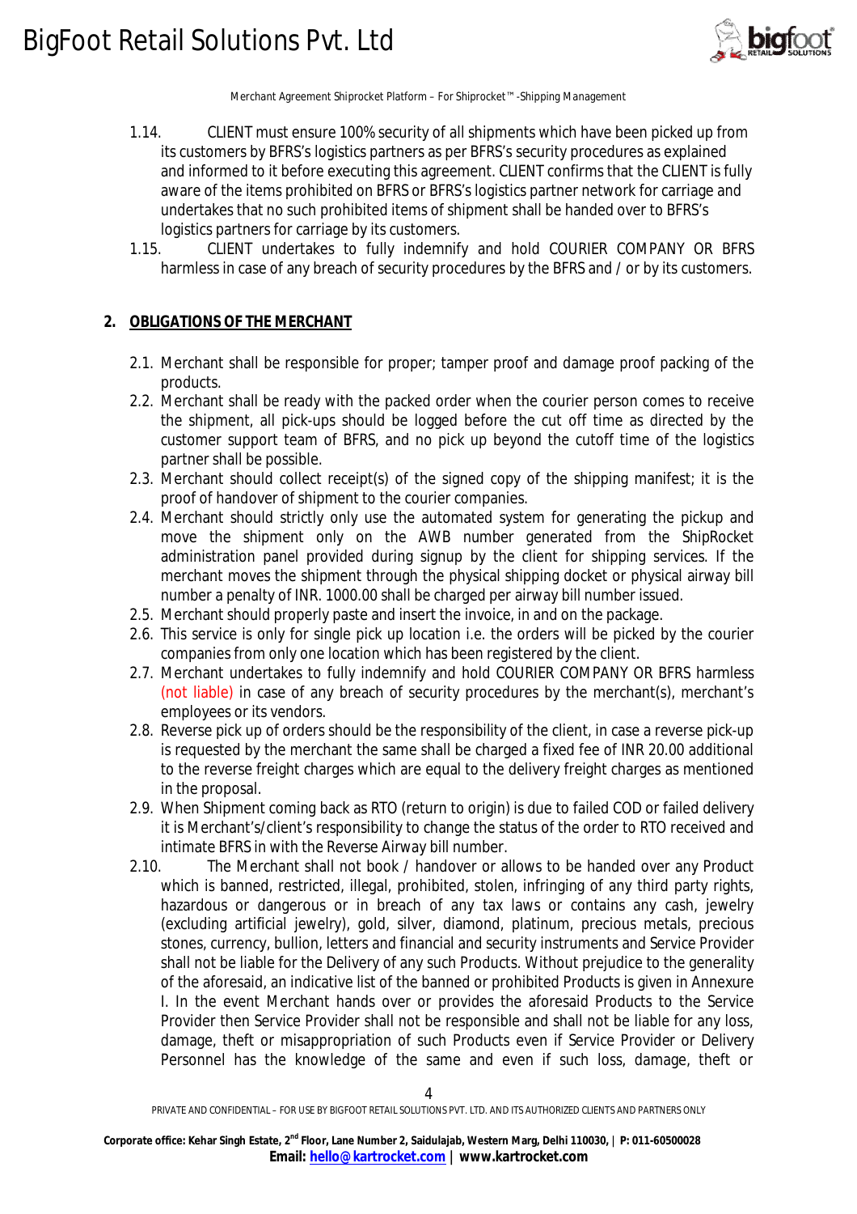1.14. CLIENT must ensure 100% security of all shipments which have been picked up from its customers by BFRS's logistics partners as per BFRS's security procedures as explained and informed to it before executing this agreement. CLIENT confirms that the CLIENT is fully aware of the items prohibited on BFRS or BFRS's logistics partner network for carriage and undertakes that no such prohibited items of shipment shall be handed over to BFRS's logistics partners for carriage by its customers.

1.15. CLIENT undertakes to fully indemnify and hold COURIER COMPANY OR BFRS harmless in case of any breach of security procedures by the BFRS and / or by its customers.

## 2. OBLIGATIONS OF THE MERCHANT

2.1. Merchant shall be responsible for proper; tamper proof and damage proof packing of the products.

2.2. Merchant shall be ready with the packed order when the courier person comes to receive the shipment, all pick-ups should be logged before the cut off time as directed by the customer support team of BFRS, and no pick up beyond the cutoff time of the logistics partner shall be possible.

2.3. Merchant should collect receipt(s) of the signed copy of the shipping manifest; it is the proof of handover of shipment to the courier companies.

2.4. Merchant should strictly only use the automated system for generating the pickup and move the shipment only on the AWB number generated from the ShipRocket administration panel provided during signup by the client for shipping services. If the merchant moves the shipment through the physical shipping docket or physical airway bill number a penalty of INR. 1000.00 shall be charged per airway bill number issued.

2.5. Merchant should properly paste and insert the invoice, in and on the package.

2.6. This service is only for single pick up location i.e. the orders will be picked by the courier companies from only one location which has been registered by the client.

2.7. Merchant undertakes to fully indemnify and hold COURIER COMPANY OR BFRS harmless (not liable) in case of any breach of security procedures by the merchant(s), merchant's employees or its vendors.

2.8. Reverse pick up of orders should be the responsibility of the client, in case a reverse pick-up is requested by the merchant the same shall be charged a fixed fee of INR 20.00 additional to the reverse freight charges which are equal to the delivery freight charges as mentioned in the proposal.

2.9. When Shipment coming back as RTO (return to origin) is due to failed COD or failed delivery it is Merchant's/client's responsibility to change the status of the order to RTO received and intimate BFRS in with the Reverse Airway bill number.

2.10. The Merchant shall not book / handover or allows to be handed over any Product which is banned, restricted, illegal, prohibited, stolen, infringing of any third party rights, hazardous or dangerous or in breach of any tax laws or contains any cash, jewelry (excluding artificial jewelry), gold, silver, diamond, platinum, precious metals, precious stones, currency, bullion, letters and financial and security instruments and Service Provider shall not be liable for the Delivery of any such Products. Without prejudice to the generality of the aforesaid, an indicative list of the banned or prohibited Products is given in Annexure I. In the event Merchant hands over or provides the aforesaid Products to the Service Provider then Service Provider shall not be responsible and shall not be liable for any loss, damage, theft or misappropriation of such Products even if Service Provider or Delivery Personnel has the knowledge of the same and even if such loss, damage, theft or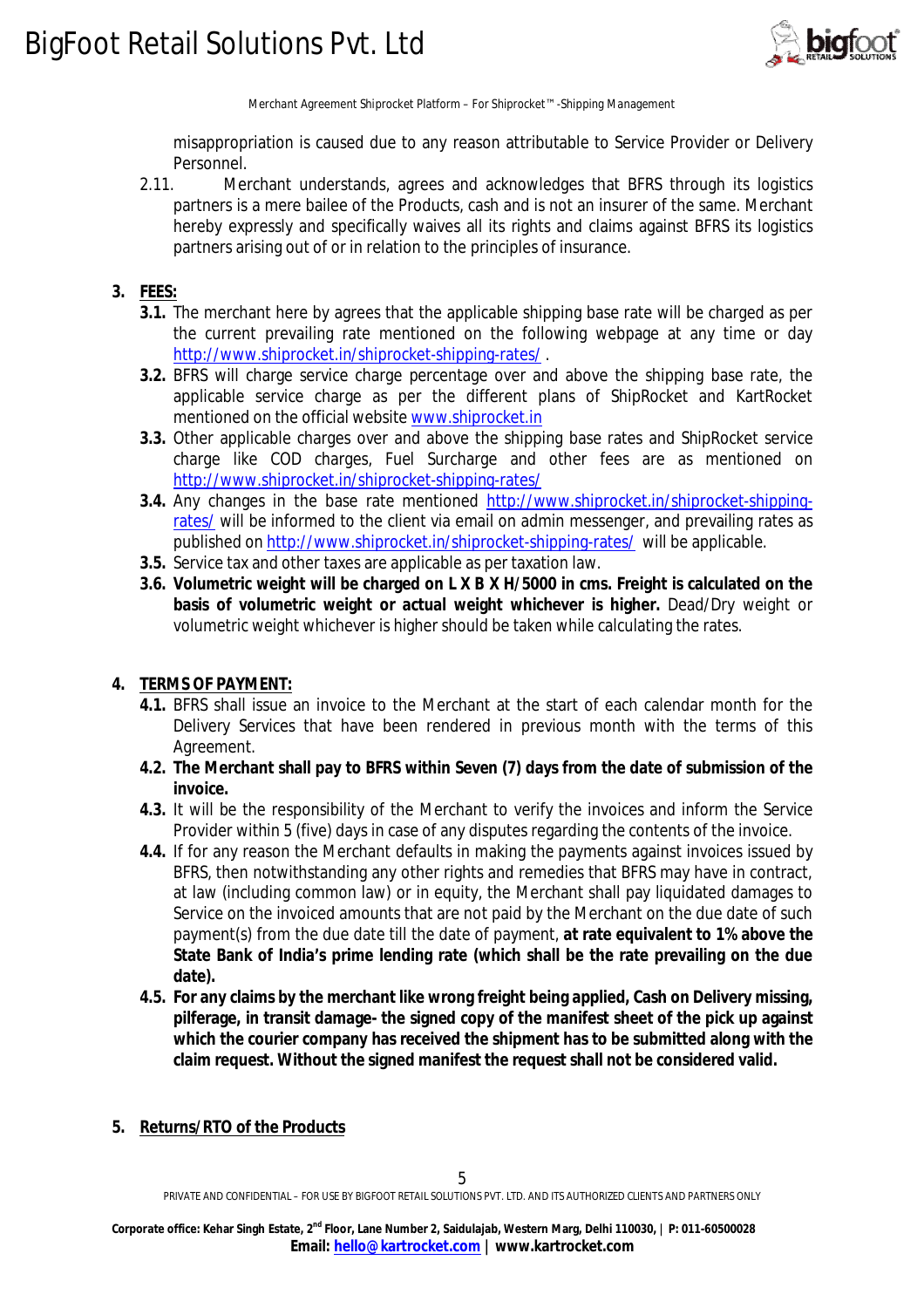misappropriation is caused due to any reason attributable to Service Provider or Delivery Personnel.

2.11. Merchant understands, agrees and acknowledges that BFRS through its logistics partners is a mere bailee of the Products, cash and is not an insurer of the same. Merchant hereby expressly and specifically waives all its rights and claims against BFRS its logistics partners arising out of or in relation to the principles of insurance.

## 3. FEES:

**3.1.** The merchant here by agrees that the applicable shipping base rate will be charged as per the current prevailing rate mentioned on the following webpage at any time or day http://www.shiprocket.in/shiprocket-shipping-rates/ .

**3.2.** BFRS will charge service charge percentage over and above the shipping base rate, the applicable service charge as per the different plans of ShipRocket and KartRocket mentioned on the official website www.shiprocket.in

**3.3.** Other applicable charges over and above the shipping base rates and ShipRocket service charge like COD charges, Fuel Surcharge and other fees are as mentioned on http://www.shiprocket.in/shiprocket-shipping-rates/

**3.4.** Any changes in the base rate mentioned http://www.shiprocket.in/shiprocket-shipping-rates/ will be informed to the client via email on admin messenger, and prevailing rates as published on http://www.shiprocket.in/shiprocket-shipping-rates/ will be applicable.

**3.5.** Service tax and other taxes are applicable as per taxation law.

**3.6.** **Volumetric weight will be charged on L X B X H/5000 in cms. Freight is calculated on the basis of volumetric weight or actual weight whichever is higher.** Dead/Dry weight or volumetric weight whichever is higher should be taken while calculating the rates.

## 4. TERMS OF PAYMENT:

**4.1.** BFRS shall issue an invoice to the Merchant at the start of each calendar month for the Delivery Services that have been rendered in previous month with the terms of this Agreement.

**4.2.** **The Merchant shall pay to BFRS within Seven (7) days from the date of submission of the invoice.**

**4.3.** It will be the responsibility of the Merchant to verify the invoices and inform the Service Provider within 5 (five) days in case of any disputes regarding the contents of the invoice.

**4.4.** If for any reason the Merchant defaults in making the payments against invoices issued by BFRS, then notwithstanding any other rights and remedies that BFRS may have in contract, at law (including common law) or in equity, the Merchant shall pay liquidated damages to Service on the invoiced amounts that are not paid by the Merchant on the due date of such payment(s) from the due date till the date of payment, **at rate equivalent to 1% above the State Bank of India's prime lending rate (which shall be the rate prevailing on the due date).**

**4.5.** **For any claims by the merchant like wrong freight being applied, Cash on Delivery missing, pilferage, in transit damage- the signed copy of the manifest sheet of the pick up against which the courier company has received the shipment has to be submitted along with the claim request. Without the signed manifest the request shall not be considered valid.**

## 5. Returns/RTO of the Products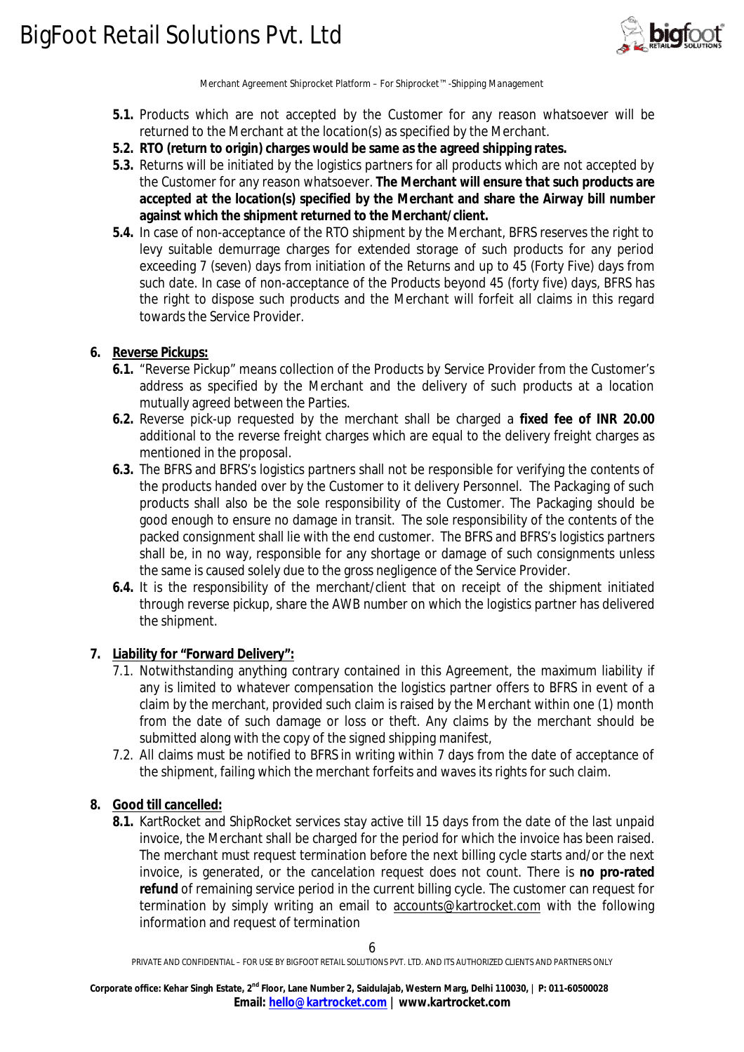- **5.1.** Products which are not accepted by the Customer for any reason whatsoever will be returned to the Merchant at the location(s) as specified by the Merchant.
- **5.2. RTO (return to origin) charges would be same as the agreed shipping rates.**
- **5.3.** Returns will be initiated by the logistics partners for all products which are not accepted by the Customer for any reason whatsoever. **The Merchant will ensure that such products are accepted at the location(s) specified by the Merchant and share the Airway bill number against which the shipment returned to the Merchant/client.**
- **5.4.** In case of non-acceptance of the RTO shipment by the Merchant, BFRS reserves the right to levy suitable demurrage charges for extended storage of such products for any period exceeding 7 (seven) days from initiation of the Returns and up to 45 (Forty Five) days from such date. In case of non-acceptance of the Products beyond 45 (forty five) days, BFRS has the right to dispose such products and the Merchant will forfeit all claims in this regard towards the Service Provider.

## 6. Reverse Pickups:

- **6.1.** "Reverse Pickup" means collection of the Products by Service Provider from the Customer's address as specified by the Merchant and the delivery of such products at a location mutually agreed between the Parties.
- **6.2.** Reverse pick-up requested by the merchant shall be charged a **fixed fee of INR 20.00** additional to the reverse freight charges which are equal to the delivery freight charges as mentioned in the proposal.
- **6.3.** The BFRS and BFRS's logistics partners shall not be responsible for verifying the contents of the products handed over by the Customer to it delivery Personnel. The Packaging of such products shall also be the sole responsibility of the Customer. The Packaging should be good enough to ensure no damage in transit. The sole responsibility of the contents of the packed consignment shall lie with the end customer. The BFRS and BFRS's logistics partners shall be, in no way, responsible for any shortage or damage of such consignments unless the same is caused solely due to the gross negligence of the Service Provider.
- **6.4.** It is the responsibility of the merchant/client that on receipt of the shipment initiated through reverse pickup, share the AWB number on which the logistics partner has delivered the shipment.

## 7. Liability for "Forward Delivery":

- 7.1. Notwithstanding anything contrary contained in this Agreement, the maximum liability if any is limited to whatever compensation the logistics partner offers to BFRS in event of a claim by the merchant, provided such claim is raised by the Merchant within one (1) month from the date of such damage or loss or theft. Any claims by the merchant should be submitted along with the copy of the signed shipping manifest,
- 7.2. All claims must be notified to BFRS in writing within 7 days from the date of acceptance of the shipment, failing which the merchant forfeits and waves its rights for such claim.

## 8. Good till cancelled:

- **8.1.** KartRocket and ShipRocket services stay active till 15 days from the date of the last unpaid invoice, the Merchant shall be charged for the period for which the invoice has been raised. The merchant must request termination before the next billing cycle starts and/or the next invoice, is generated, or the cancelation request does not count. There is **no pro-rated refund** of remaining service period in the current billing cycle. The customer can request for termination by simply writing an email to accounts@kartrocket.com with the following information and request of termination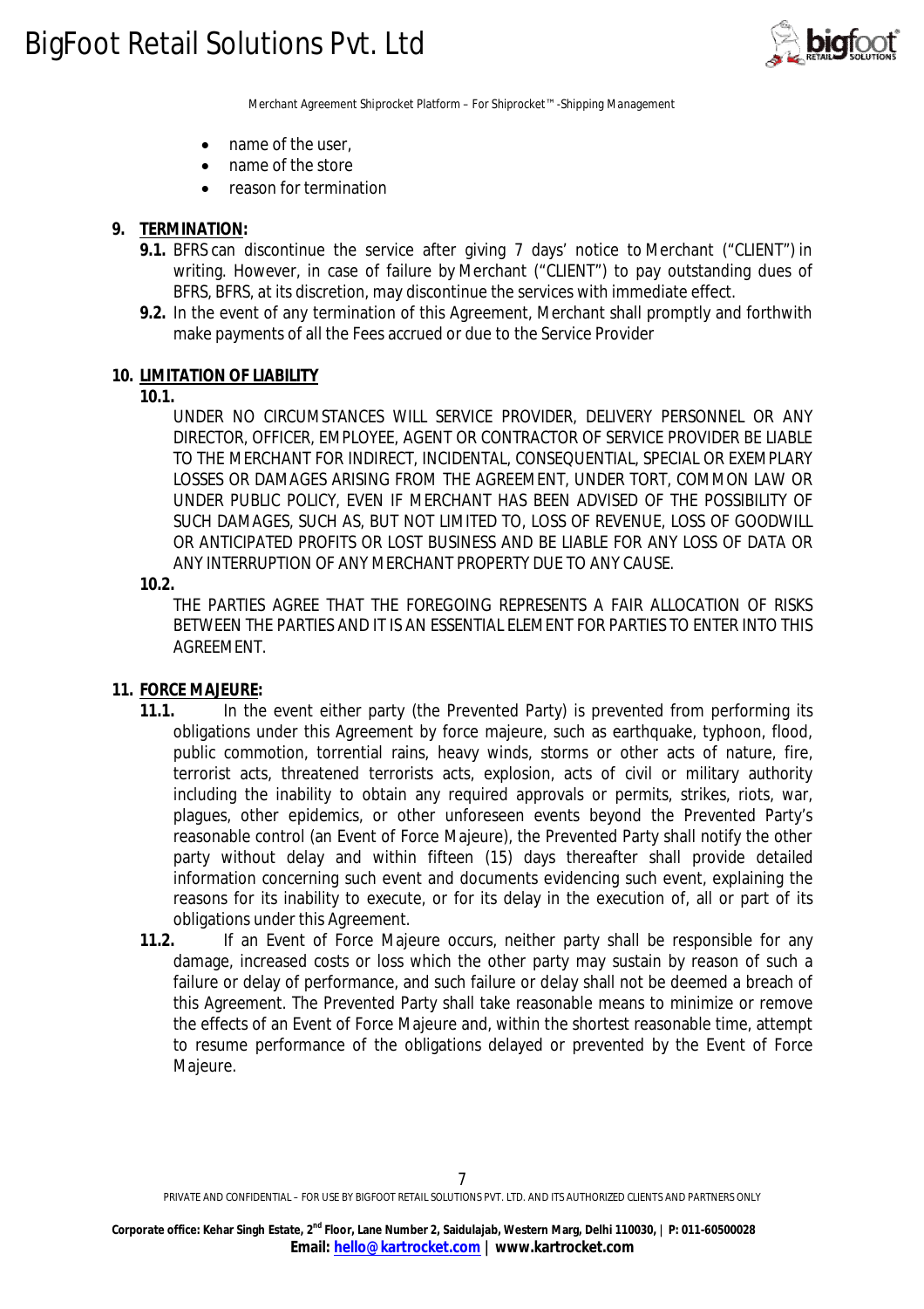- name of the user,
- name of the store
- reason for termination

**9. TERMINATION:**

**9.1.** BFRS can discontinue the service after giving 7 days' notice to Merchant ("CLIENT") in writing. However, in case of failure by Merchant ("CLIENT") to pay outstanding dues of BFRS, BFRS, at its discretion, may discontinue the services with immediate effect.

**9.2.** In the event of any termination of this Agreement, Merchant shall promptly and forthwith make payments of all the Fees accrued or due to the Service Provider

**10. LIMITATION OF LIABILITY**

**10.1.**

UNDER NO CIRCUMSTANCES WILL SERVICE PROVIDER, DELIVERY PERSONNEL OR ANY DIRECTOR, OFFICER, EMPLOYEE, AGENT OR CONTRACTOR OF SERVICE PROVIDER BE LIABLE TO THE MERCHANT FOR INDIRECT, INCIDENTAL, CONSEQUENTIAL, SPECIAL OR EXEMPLARY LOSSES OR DAMAGES ARISING FROM THE AGREEMENT, UNDER TORT, COMMON LAW OR UNDER PUBLIC POLICY, EVEN IF MERCHANT HAS BEEN ADVISED OF THE POSSIBILITY OF SUCH DAMAGES, SUCH AS, BUT NOT LIMITED TO, LOSS OF REVENUE, LOSS OF GOODWILL OR ANTICIPATED PROFITS OR LOST BUSINESS AND BE LIABLE FOR ANY LOSS OF DATA OR ANY INTERRUPTION OF ANY MERCHANT PROPERTY DUE TO ANY CAUSE.

**10.2.**

THE PARTIES AGREE THAT THE FOREGOING REPRESENTS A FAIR ALLOCATION OF RISKS BETWEEN THE PARTIES AND IT IS AN ESSENTIAL ELEMENT FOR PARTIES TO ENTER INTO THIS AGREEMENT.

**11. FORCE MAJEURE:**

**11.1.** In the event either party (the Prevented Party) is prevented from performing its obligations under this Agreement by force majeure, such as earthquake, typhoon, flood, public commotion, torrential rains, heavy winds, storms or other acts of nature, fire, terrorist acts, threatened terrorists acts, explosion, acts of civil or military authority including the inability to obtain any required approvals or permits, strikes, riots, war, plagues, other epidemics, or other unforeseen events beyond the Prevented Party's reasonable control (an Event of Force Majeure), the Prevented Party shall notify the other party without delay and within fifteen (15) days thereafter shall provide detailed information concerning such event and documents evidencing such event, explaining the reasons for its inability to execute, or for its delay in the execution of, all or part of its obligations under this Agreement.

**11.2.** If an Event of Force Majeure occurs, neither party shall be responsible for any damage, increased costs or loss which the other party may sustain by reason of such a failure or delay of performance, and such failure or delay shall not be deemed a breach of this Agreement. The Prevented Party shall take reasonable means to minimize or remove the effects of an Event of Force Majeure and, within the shortest reasonable time, attempt to resume performance of the obligations delayed or prevented by the Event of Force Majeure.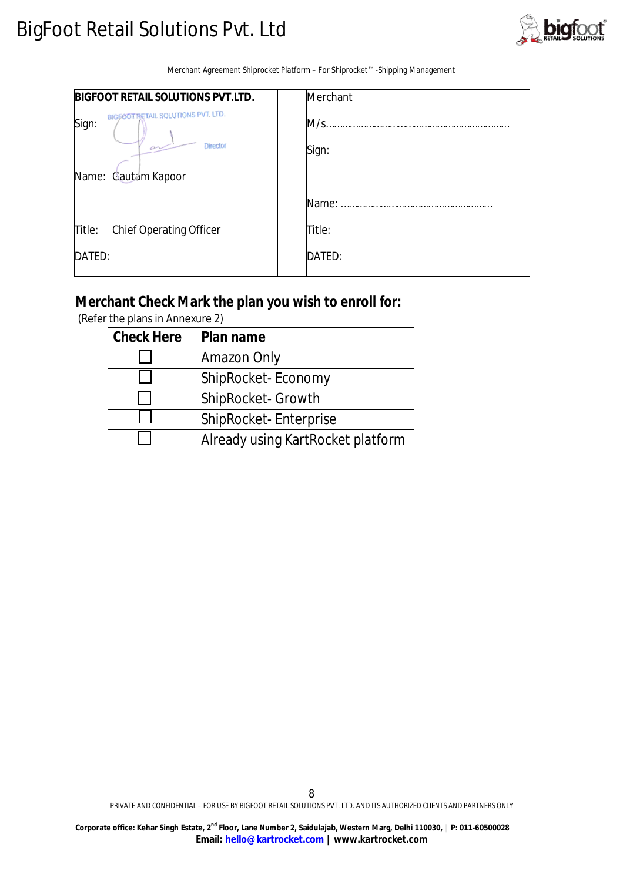| BIGFOOT RETAIL SOLUTIONS PVT.LTD. | Merchant |
|---|---|
| Sign: | M/s………………………………………………………… |
| | Sign: |
| Name: Gautam Kapoor | Name: ……………………………………………… |
| Title: Chief Operating Officer | Title: |
| DATED: | DATED: |

## Merchant Check Mark the plan you wish to enroll for:

(Refer the plans in Annexure 2)

| Check Here | Plan name |
|---|---|
| ☐ | Amazon Only |
| ☐ | ShipRocket- Economy |
| ☐ | ShipRocket- Growth |
| ☐ | ShipRocket- Enterprise |
| ☐ | Already using KartRocket platform |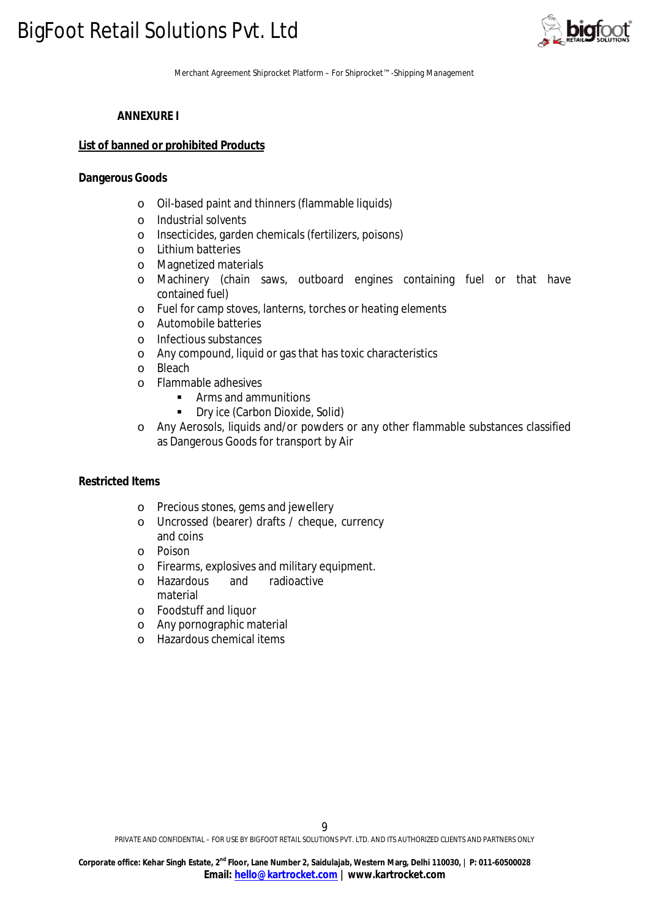**ANNEXURE I**

**List of banned or prohibited Products**

**Dangerous Goods**

- Oil-based paint and thinners (flammable liquids)
- Industrial solvents
- Insecticides, garden chemicals (fertilizers, poisons)
- Lithium batteries
- Magnetized materials
- Machinery (chain saws, outboard engines containing fuel or that have contained fuel)
- Fuel for camp stoves, lanterns, torches or heating elements
- Automobile batteries
- Infectious substances
- Any compound, liquid or gas that has toxic characteristics
- Bleach
- Flammable adhesives
    - Arms and ammunitions
    - Dry ice (Carbon Dioxide, Solid)
- Any Aerosols, liquids and/or powders or any other flammable substances classified as Dangerous Goods for transport by Air

**Restricted Items**

- Precious stones, gems and jewellery
- Uncrossed (bearer) drafts / cheque, currency and coins
- Poison
- Firearms, explosives and military equipment.
- Hazardous and radioactive material
- Foodstuff and liquor
- Any pornographic material
- Hazardous chemical items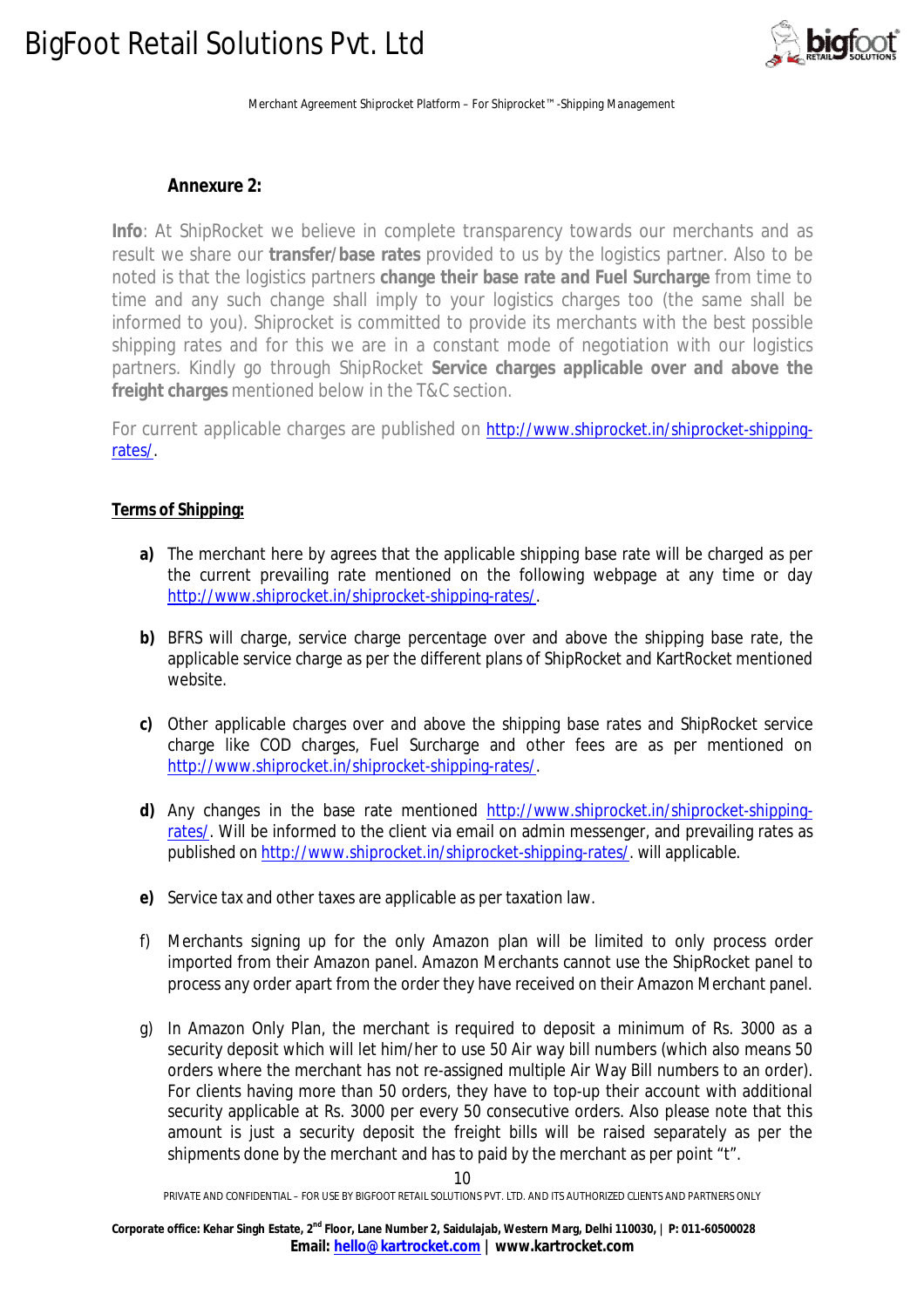## Annexure 2:

**Info**: At ShipRocket we believe in complete transparency towards our merchants and as result we share our **transfer/base rates** provided to us by the logistics partner. Also to be noted is that the logistics partners **change their base rate and Fuel Surcharge** from time to time and any such change shall imply to your logistics charges too (the same shall be informed to you). Shiprocket is committed to provide its merchants with the best possible shipping rates and for this we are in a constant mode of negotiation with our logistics partners. Kindly go through ShipRocket **Service charges applicable over and above the freight charges** mentioned below in the T&C section.

For current applicable charges are published on http://www.shiprocket.in/shiprocket-shipping-rates/.

**Terms of Shipping:**

**a)** The merchant here by agrees that the applicable shipping base rate will be charged as per the current prevailing rate mentioned on the following webpage at any time or day http://www.shiprocket.in/shiprocket-shipping-rates/.

**b)** BFRS will charge, service charge percentage over and above the shipping base rate, the applicable service charge as per the different plans of ShipRocket and KartRocket mentioned website.

**c)** Other applicable charges over and above the shipping base rates and ShipRocket service charge like COD charges, Fuel Surcharge and other fees are as per mentioned on http://www.shiprocket.in/shiprocket-shipping-rates/.

**d)** Any changes in the base rate mentioned http://www.shiprocket.in/shiprocket-shipping-rates/. Will be informed to the client via email on admin messenger, and prevailing rates as published on http://www.shiprocket.in/shiprocket-shipping-rates/. will applicable.

**e)** Service tax and other taxes are applicable as per taxation law.

f) Merchants signing up for the only Amazon plan will be limited to only process order imported from their Amazon panel. Amazon Merchants cannot use the ShipRocket panel to process any order apart from the order they have received on their Amazon Merchant panel.

g) In Amazon Only Plan, the merchant is required to deposit a minimum of Rs. 3000 as a security deposit which will let him/her to use 50 Air way bill numbers (which also means 50 orders where the merchant has not re-assigned multiple Air Way Bill numbers to an order). For clients having more than 50 orders, they have to top-up their account with additional security applicable at Rs. 3000 per every 50 consecutive orders. Also please note that this amount is just a security deposit the freight bills will be raised separately as per the shipments done by the merchant and has to paid by the merchant as per point "t".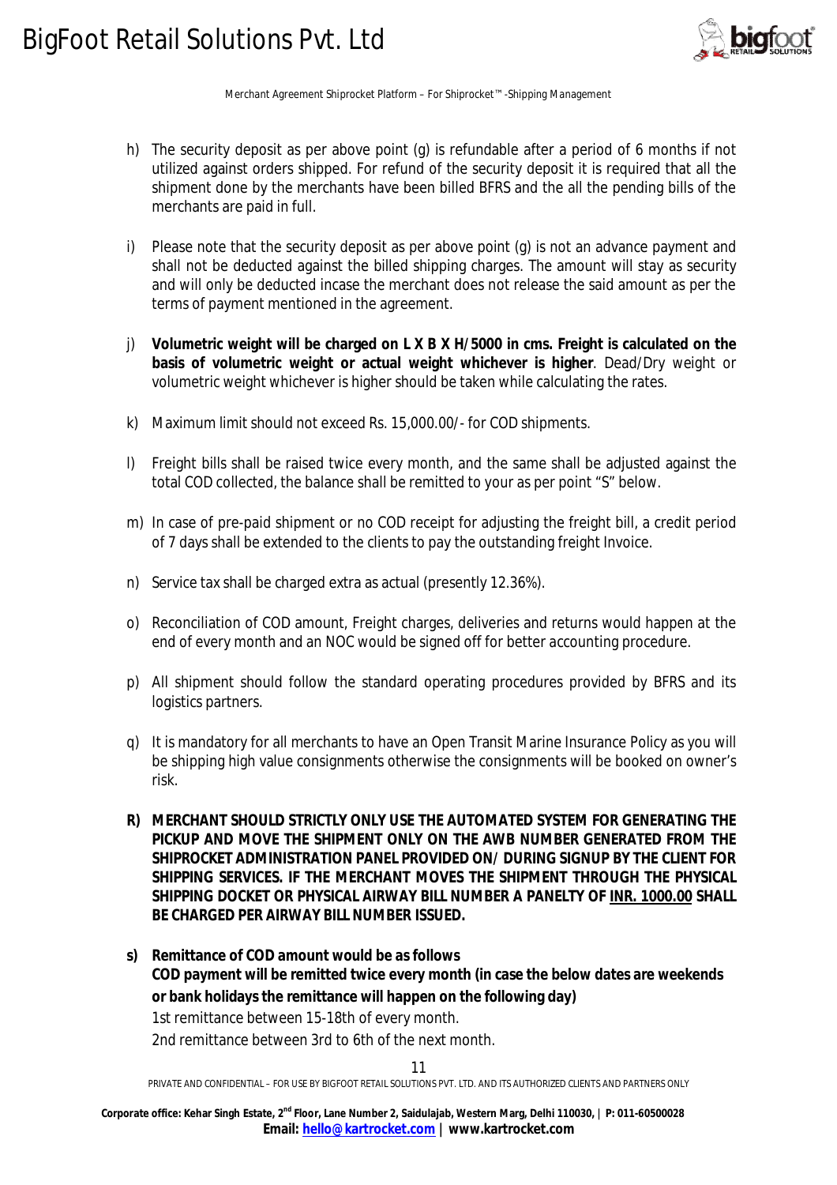h) The security deposit as per above point (g) is refundable after a period of 6 months if not utilized against orders shipped. For refund of the security deposit it is required that all the shipment done by the merchants have been billed BFRS and the all the pending bills of the merchants are paid in full.

i) Please note that the security deposit as per above point (g) is not an advance payment and shall not be deducted against the billed shipping charges. The amount will stay as security and will only be deducted incase the merchant does not release the said amount as per the terms of payment mentioned in the agreement.

j) **Volumetric weight will be charged on L X B X H/5000 in cms. Freight is calculated on the basis of volumetric weight or actual weight whichever is higher**. Dead/Dry weight or volumetric weight whichever is higher should be taken while calculating the rates.

k) Maximum limit should not exceed Rs. 15,000.00/- for COD shipments.

l) Freight bills shall be raised twice every month, and the same shall be adjusted against the total COD collected, the balance shall be remitted to your as per point "S" below.

m) In case of pre-paid shipment or no COD receipt for adjusting the freight bill, a credit period of 7 days shall be extended to the clients to pay the outstanding freight Invoice.

n) Service tax shall be charged extra as actual (presently 12.36%).

o) Reconciliation of COD amount, Freight charges, deliveries and returns would happen at the end of every month and an NOC would be signed off for better accounting procedure.

p) All shipment should follow the standard operating procedures provided by BFRS and its logistics partners.

q) It is mandatory for all merchants to have an Open Transit Marine Insurance Policy as you will be shipping high value consignments otherwise the consignments will be booked on owner's risk.

**R) MERCHANT SHOULD STRICTLY ONLY USE THE AUTOMATED SYSTEM FOR GENERATING THE PICKUP AND MOVE THE SHIPMENT ONLY ON THE AWB NUMBER GENERATED FROM THE SHIPROCKET ADMINISTRATION PANEL PROVIDED ON/ DURING SIGNUP BY THE CLIENT FOR SHIPPING SERVICES. IF THE MERCHANT MOVES THE SHIPMENT THROUGH THE PHYSICAL SHIPPING DOCKET OR PHYSICAL AIRWAY BILL NUMBER A PANELTY OF INR. 1000.00 SHALL BE CHARGED PER AIRWAY BILL NUMBER ISSUED.**

**s) Remittance of COD amount would be as follows**
**COD payment will be remitted twice every month (in case the below dates are weekends or bank holidays the remittance will happen on the following day)**
1st remittance between 15-18th of every month.
2nd remittance between 3rd to 6th of the next month.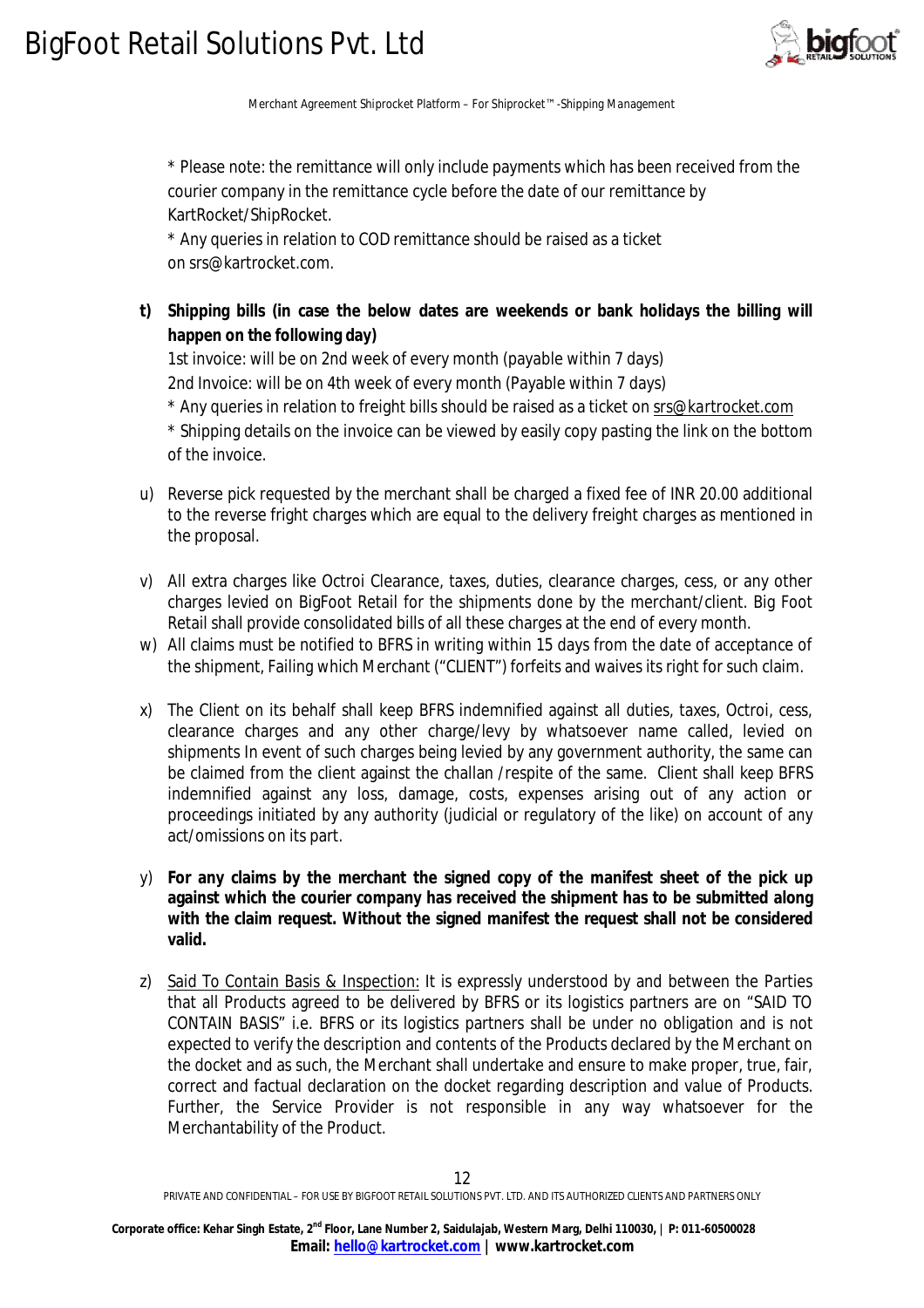* Please note: the remittance will only include payments which has been received from the courier company in the remittance cycle before the date of our remittance by KartRocket/ShipRocket.

* Any queries in relation to COD remittance should be raised as a ticket on srs@kartrocket.com.

**t) Shipping bills (in case the below dates are weekends or bank holidays the billing will happen on the following day)**

1st invoice: will be on 2nd week of every month (payable within 7 days)

2nd Invoice: will be on 4th week of every month (Payable within 7 days)

* Any queries in relation to freight bills should be raised as a ticket on srs@kartrocket.com

* Shipping details on the invoice can be viewed by easily copy pasting the link on the bottom of the invoice.

u) Reverse pick requested by the merchant shall be charged a fixed fee of INR 20.00 additional to the reverse fright charges which are equal to the delivery freight charges as mentioned in the proposal.

v) All extra charges like Octroi Clearance, taxes, duties, clearance charges, cess, or any other charges levied on BigFoot Retail for the shipments done by the merchant/client. Big Foot Retail shall provide consolidated bills of all these charges at the end of every month.

w) All claims must be notified to BFRS in writing within 15 days from the date of acceptance of the shipment, Failing which Merchant ("CLIENT") forfeits and waives its right for such claim.

x) The Client on its behalf shall keep BFRS indemnified against all duties, taxes, Octroi, cess, clearance charges and any other charge/levy by whatsoever name called, levied on shipments In event of such charges being levied by any government authority, the same can be claimed from the client against the challan /respite of the same. Client shall keep BFRS indemnified against any loss, damage, costs, expenses arising out of any action or proceedings initiated by any authority (judicial or regulatory of the like) on account of any act/omissions on its part.

**y) For any claims by the merchant the signed copy of the manifest sheet of the pick up against which the courier company has received the shipment has to be submitted along with the claim request. Without the signed manifest the request shall not be considered valid.**

z) Said To Contain Basis & Inspection: It is expressly understood by and between the Parties that all Products agreed to be delivered by BFRS or its logistics partners are on "SAID TO CONTAIN BASIS" i.e. BFRS or its logistics partners shall be under no obligation and is not expected to verify the description and contents of the Products declared by the Merchant on the docket and as such, the Merchant shall undertake and ensure to make proper, true, fair, correct and factual declaration on the docket regarding description and value of Products. Further, the Service Provider is not responsible in any way whatsoever for the Merchantability of the Product.